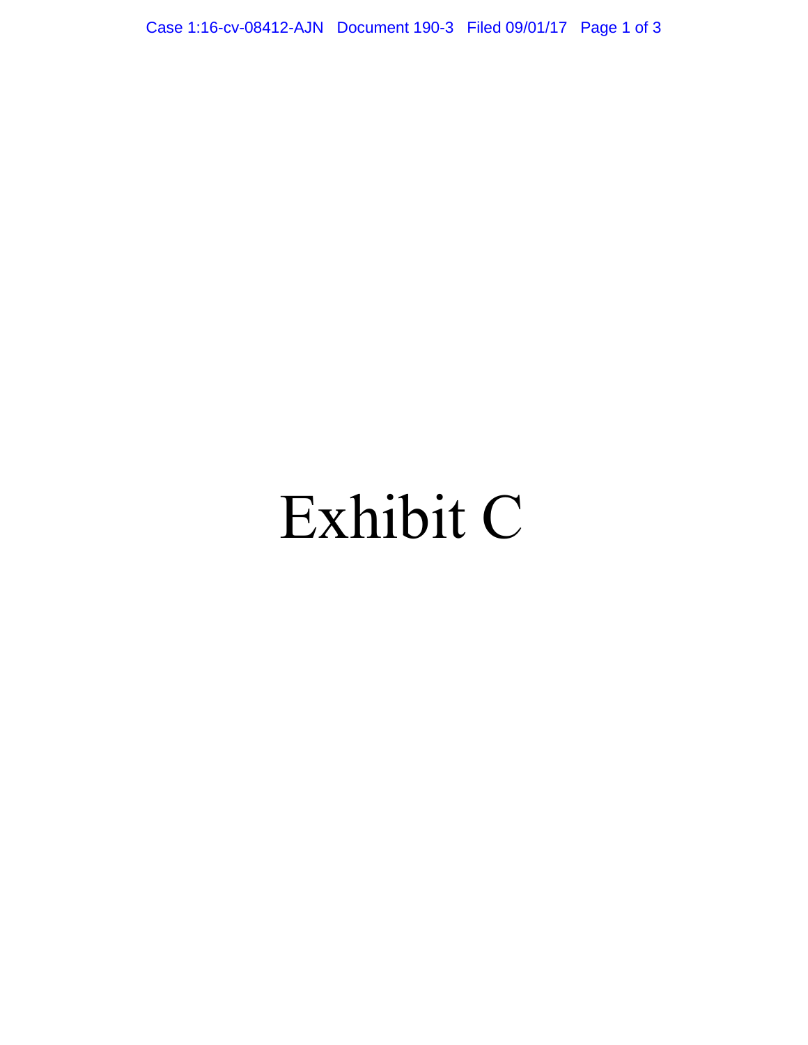# Exhibit C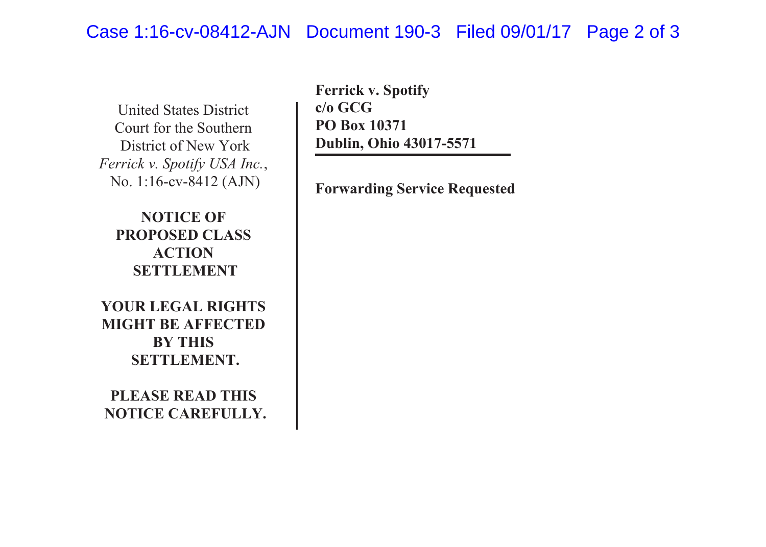United States District Court for the Southern District of New York
*Ferrick v. Spotify USA Inc.*,
No. 1:16-cv-8412 (AJN)

**NOTICE OF PROPOSED CLASS ACTION SETTLEMENT**

**YOUR LEGAL RIGHTS MIGHT BE AFFECTED BY THIS SETTLEMENT.**

**PLEASE READ THIS NOTICE CAREFULLY.**

**Ferrick v. Spotify**
**c/o GCG**
**PO Box 10371**
**Dublin, Ohio 43017-5571**

**Forwarding Service Requested**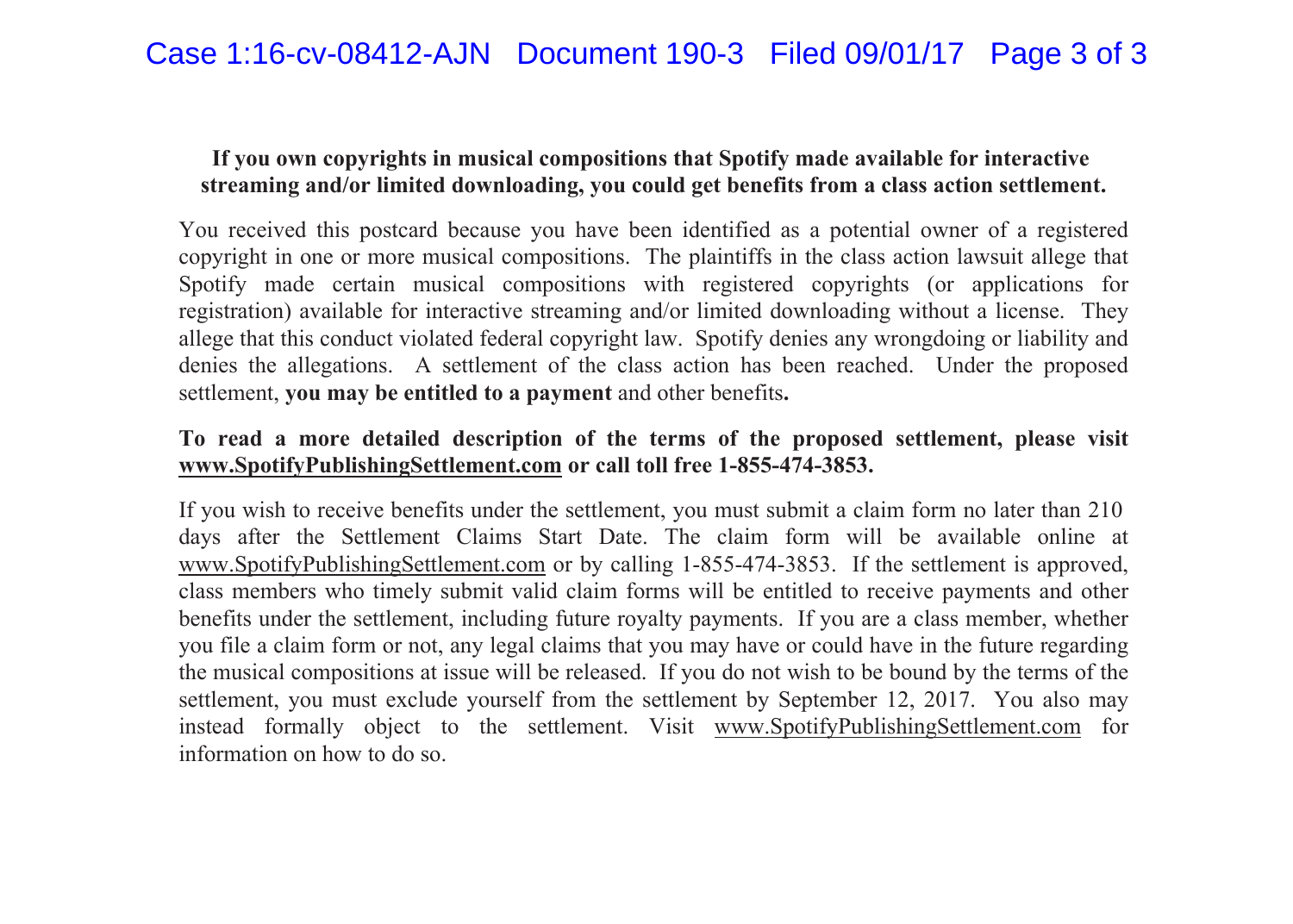**If you own copyrights in musical compositions that Spotify made available for interactive streaming and/or limited downloading, you could get benefits from a class action settlement.**

You received this postcard because you have been identified as a potential owner of a registered copyright in one or more musical compositions. The plaintiffs in the class action lawsuit allege that Spotify made certain musical compositions with registered copyrights (or applications for registration) available for interactive streaming and/or limited downloading without a license. They allege that this conduct violated federal copyright law. Spotify denies any wrongdoing or liability and denies the allegations. A settlement of the class action has been reached. Under the proposed settlement, **you may be entitled to a payment** and other benefits**.**

**To read a more detailed description of the terms of the proposed settlement, please visit www.SpotifyPublishingSettlement.com or call toll free 1-855-474-3853.**

If you wish to receive benefits under the settlement, you must submit a claim form no later than 210 days after the Settlement Claims Start Date. The claim form will be available online at www.SpotifyPublishingSettlement.com or by calling 1-855-474-3853. If the settlement is approved, class members who timely submit valid claim forms will be entitled to receive payments and other benefits under the settlement, including future royalty payments. If you are a class member, whether you file a claim form or not, any legal claims that you may have or could have in the future regarding the musical compositions at issue will be released. If you do not wish to be bound by the terms of the settlement, you must exclude yourself from the settlement by September 12, 2017. You also may instead formally object to the settlement. Visit www.SpotifyPublishingSettlement.com for information on how to do so.